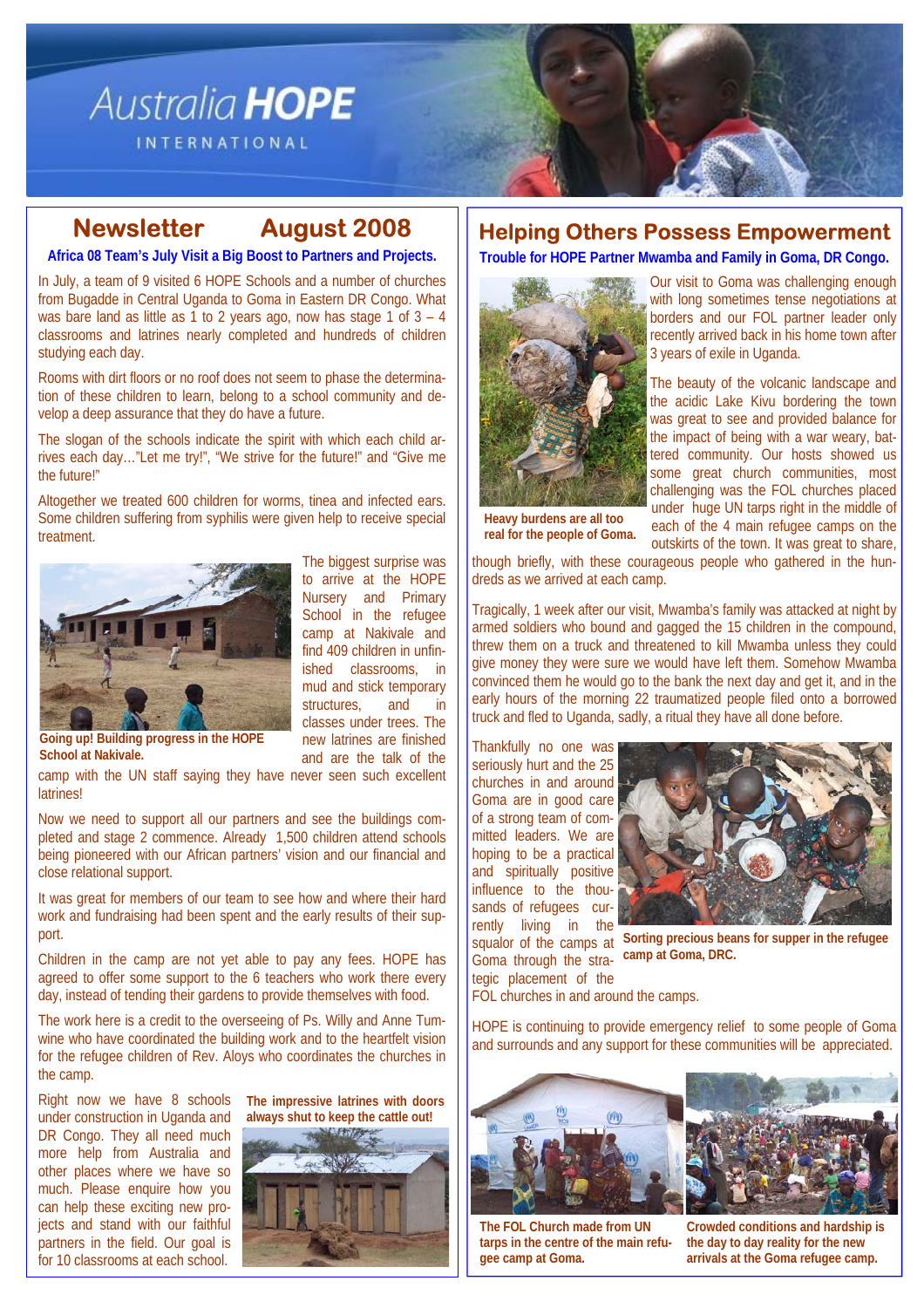# Australia HOPE INTERNATIONAL

## Newsletter August 2008

**Africa 08 Team's July Visit a Big Boost to Partners and Projects.**

In July, a team of 9 visited 6 HOPE Schools and a number of churches from Bugadde in Central Uganda to Goma in Eastern DR Congo. What was bare land as little as 1 to 2 years ago, now has stage 1 of 3 – 4 classrooms and latrines nearly completed and hundreds of children studying each day.

Rooms with dirt floors or no roof does not seem to phase the determination of these children to learn, belong to a school community and develop a deep assurance that they do have a future.

The slogan of the schools indicate the spirit with which each child arrives each day…"Let me try!", "We strive for the future!" and "Give me the future!"

Altogether we treated 600 children for worms, tinea and infected ears. Some children suffering from syphilis were given help to receive special treatment.

**Going up! Building progress in the HOPE School at Nakivale.**

The biggest surprise was to arrive at the HOPE Nursery and Primary School in the refugee camp at Nakivale and find 409 children in unfinished classrooms, in mud and stick temporary structures, and in classes under trees. The new latrines are finished and are the talk of the camp with the UN staff saying they have never seen such excellent latrines!

Now we need to support all our partners and see the buildings completed and stage 2 commence. Already 1,500 children attend schools being pioneered with our African partners' vision and our financial and close relational support.

It was great for members of our team to see how and where their hard work and fundraising had been spent and the early results of their support.

Children in the camp are not yet able to pay any fees. HOPE has agreed to offer some support to the 6 teachers who work there every day, instead of tending their gardens to provide themselves with food.

The work here is a credit to the overseeing of Ps. Willy and Anne Tumwine who have coordinated the building work and to the heartfelt vision for the refugee children of Rev. Aloys who coordinates the churches in the camp.

Right now we have 8 schools under construction in Uganda and DR Congo. They all need much more help from Australia and other places where we have so much. Please enquire how you can help these exciting new projects and stand with our faithful partners in the field. Our goal is for 10 classrooms at each school.

**The impressive latrines with doors always shut to keep the cattle out!**

## Helping Others Possess Empowerment

**Trouble for HOPE Partner Mwamba and Family in Goma, DR Congo.**

Our visit to Goma was challenging enough with long sometimes tense negotiations at borders and our FOL partner leader only recently arrived back in his home town after 3 years of exile in Uganda.

**Heavy burdens are all too real for the people of Goma.**

The beauty of the volcanic landscape and the acidic Lake Kivu bordering the town was great to see and provided balance for the impact of being with a war weary, battered community. Our hosts showed us some great church communities, most challenging was the FOL churches placed under huge UN tarps right in the middle of each of the 4 main refugee camps on the outskirts of the town. It was great to share, though briefly, with these courageous people who gathered in the hundreds as we arrived at each camp.

Tragically, 1 week after our visit, Mwamba's family was attacked at night by armed soldiers who bound and gagged the 15 children in the compound, threw them on a truck and threatened to kill Mwamba unless they could give money they were sure we would have left them. Somehow Mwamba convinced them he would go to the bank the next day and get it, and in the early hours of the morning 22 traumatized people filed onto a borrowed truck and fled to Uganda, sadly, a ritual they have all done before.

Thankfully no one was seriously hurt and the 25 churches in and around Goma are in good care of a strong team of committed leaders. We are hoping to be a practical and spiritually positive influence to the thousands of refugees currently living in the squalor of the camps at Goma through the strategic placement of the FOL churches in and around the camps.

**Sorting precious beans for supper in the refugee camp at Goma, DRC.**

HOPE is continuing to provide emergency relief to some people of Goma and surrounds and any support for these communities will be appreciated.

**The FOL Church made from UN tarps in the centre of the main refugee camp at Goma.**

**Crowded conditions and hardship is the day to day reality for the new arrivals at the Goma refugee camp.**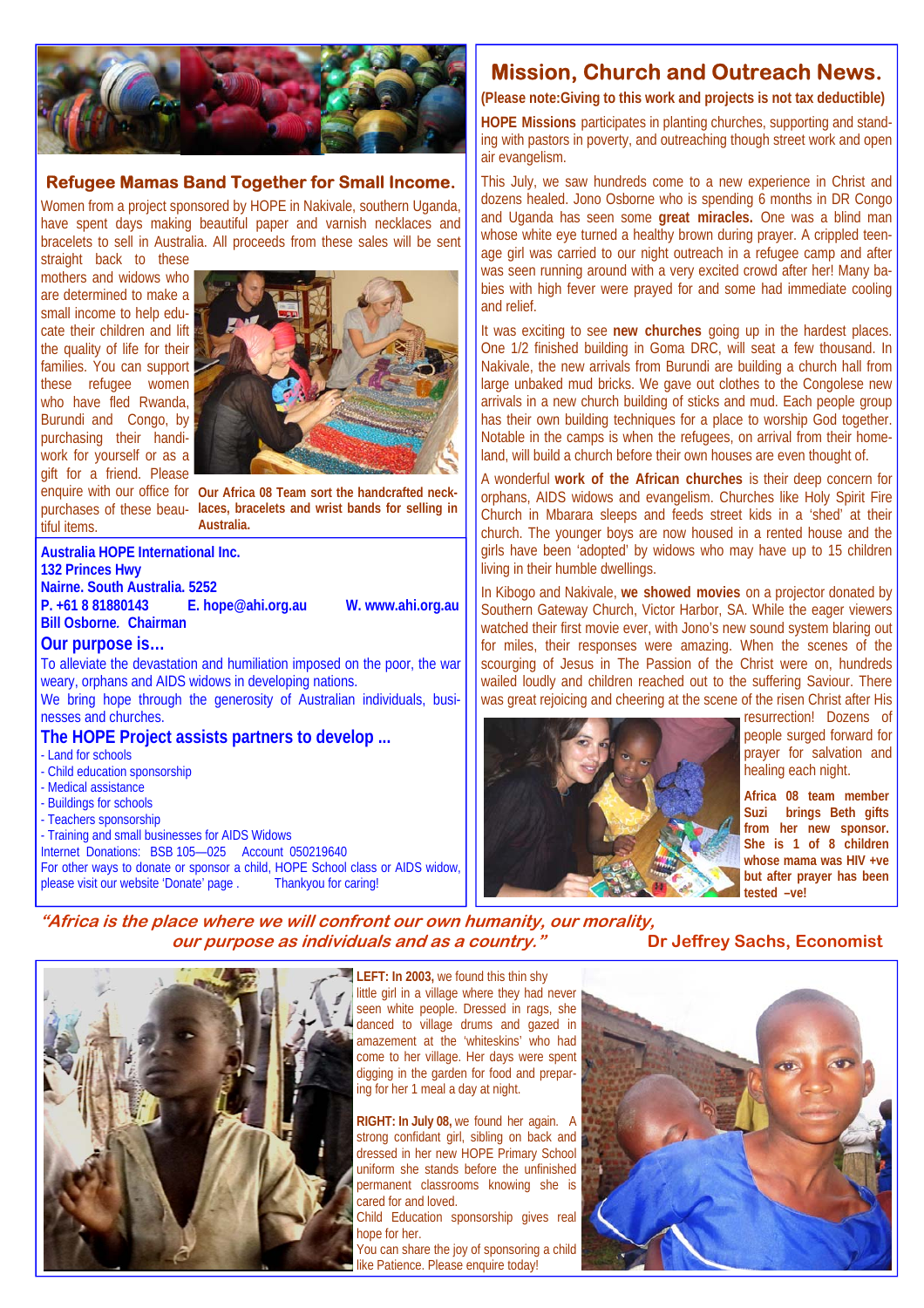## Refugee Mamas Band Together for Small Income.

Women from a project sponsored by HOPE in Nakivale, southern Uganda, have spent days making beautiful paper and varnish necklaces and bracelets to sell in Australia. All proceeds from these sales will be sent straight back to these mothers and widows who are determined to make a small income to help educate their children and lift the quality of life for their families. You can support these refugee women who have fled Rwanda, Burundi and Congo, by purchasing their handiwork for yourself or as a gift for a friend. Please enquire with our office for purchases of these beautiful items.

**Our Africa 08 Team sort the handcrafted necklaces, bracelets and wrist bands for selling in Australia.**

**Australia HOPE International Inc.**
**132 Princes Hwy**
**Nairne. South Australia. 5252**
**P. +61 8 81880143 E. hope@ahi.org.au W. www.ahi.org.au**
**Bill Osborne. Chairman**

### Our purpose is...

To alleviate the devastation and humiliation imposed on the poor, the war weary, orphans and AIDS widows in developing nations.

We bring hope through the generosity of Australian individuals, businesses and churches.

### The HOPE Project assists partners to develop ...

- Land for schools
- Child education sponsorship
- Medical assistance
- Buildings for schools
- Teachers sponsorship
- Training and small businesses for AIDS Widows

Internet Donations: BSB 105—025 Account 050219640

For other ways to donate or sponsor a child, HOPE School class or AIDS widow, please visit our website 'Donate' page . Thankyou for caring!

## Mission, Church and Outreach News.

**(Please note:Giving to this work and projects is not tax deductible)**

**HOPE Missions** participates in planting churches, supporting and standing with pastors in poverty, and outreaching though street work and open air evangelism.

This July, we saw hundreds come to a new experience in Christ and dozens healed. Jono Osborne who is spending 6 months in DR Congo and Uganda has seen some **great miracles.** One was a blind man whose white eye turned a healthy brown during prayer. A crippled teenage girl was carried to our night outreach in a refugee camp and after was seen running around with a very excited crowd after her! Many babies with high fever were prayed for and some had immediate cooling and relief.

It was exciting to see **new churches** going up in the hardest places. One 1/2 finished building in Goma DRC, will seat a few thousand. In Nakivale, the new arrivals from Burundi are building a church hall from large unbaked mud bricks. We gave out clothes to the Congolese new arrivals in a new church building of sticks and mud. Each people group has their own building techniques for a place to worship God together. Notable in the camps is when the refugees, on arrival from their homeland, will build a church before their own houses are even thought of.

A wonderful **work of the African churches** is their deep concern for orphans, AIDS widows and evangelism. Churches like Holy Spirit Fire Church in Mbarara sleeps and feeds street kids in a 'shed' at their church. The younger boys are now housed in a rented house and the girls have been 'adopted' by widows who may have up to 15 children living in their humble dwellings.

In Kibogo and Nakivale, **we showed movies** on a projector donated by Southern Gateway Church, Victor Harbor, SA. While the eager viewers watched their first movie ever, with Jono's new sound system blaring out for miles, their responses were amazing. When the scenes of the scourging of Jesus in The Passion of the Christ were on, hundreds wailed loudly and children reached out to the suffering Saviour. There was great rejoicing and cheering at the scene of the risen Christ after His resurrection! Dozens of people surged forward for prayer for salvation and healing each night.

**Africa 08 team member Suzi brings Beth gifts from her new sponsor. She is 1 of 8 children whose mama was HIV +ve but after prayer has been tested –ve!**

***"Africa is the place where we will confront our own humanity, our morality, our purpose as individuals and as a country."*** **Dr Jeffrey Sachs, Economist**

**LEFT: In 2003,** we found this thin shy little girl in a village where they had never seen white people. Dressed in rags, she danced to village drums and gazed in amazement at the 'whiteskins' who had come to her village. Her days were spent digging in the garden for food and preparing for her 1 meal a day at night.

**RIGHT: In July 08,** we found her again. A strong confidant girl, sibling on back and dressed in her new HOPE Primary School uniform she stands before the unfinished permanent classrooms knowing she is cared for and loved.

Child Education sponsorship gives real hope for her.

You can share the joy of sponsoring a child like Patience. Please enquire today!